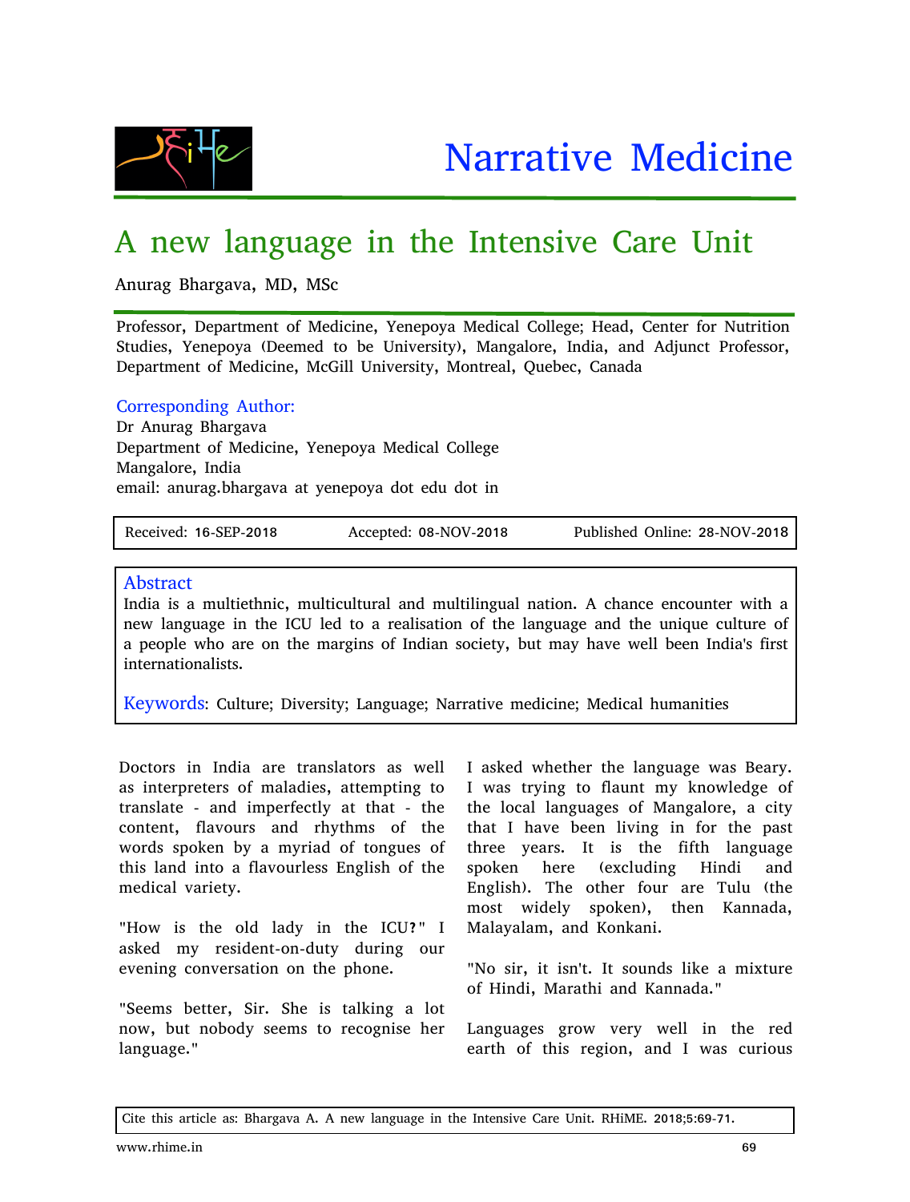# Narrative Medicine

## A new language in the Intensive Care Unit

Anurag Bhargava, MD, MSc

Professor, Department of Medicine, Yenepoya Medical College; Head, Center for Nutrition Studies, Yenepoya (Deemed to be University), Mangalore, India, and Adjunct Professor, Department of Medicine, McGill University, Montreal, Quebec, Canada

**Corresponding Author:**
Dr Anurag Bhargava
Department of Medicine, Yenepoya Medical College
Mangalore, India
email: anurag.bhargava at yenepoya dot edu dot in

Received: 16-SEP-2018 | Accepted: 08-NOV-2018 | Published Online: 28-NOV-2018

### Abstract

India is a multiethnic, multicultural and multilingual nation. A chance encounter with a new language in the ICU led to a realisation of the language and the unique culture of a people who are on the margins of Indian society, but may have well been India's first internationalists.

**Keywords**: Culture; Diversity; Language; Narrative medicine; Medical humanities

Doctors in India are translators as well as interpreters of maladies, attempting to translate - and imperfectly at that - the content, flavours and rhythms of the words spoken by a myriad of tongues of this land into a flavourless English of the medical variety.

"How is the old lady in the ICU?" I asked my resident-on-duty during our evening conversation on the phone.

"Seems better, Sir. She is talking a lot now, but nobody seems to recognise her language."

I asked whether the language was Beary. I was trying to flaunt my knowledge of the local languages of Mangalore, a city that I have been living in for the past three years. It is the fifth language spoken here (excluding Hindi and English). The other four are Tulu (the most widely spoken), then Kannada, Malayalam, and Konkani.

"No sir, it isn't. It sounds like a mixture of Hindi, Marathi and Kannada."

Languages grow very well in the red earth of this region, and I was curious

Cite this article as: Bhargava A. A new language in the Intensive Care Unit. RHiME. 2018;5:69-71.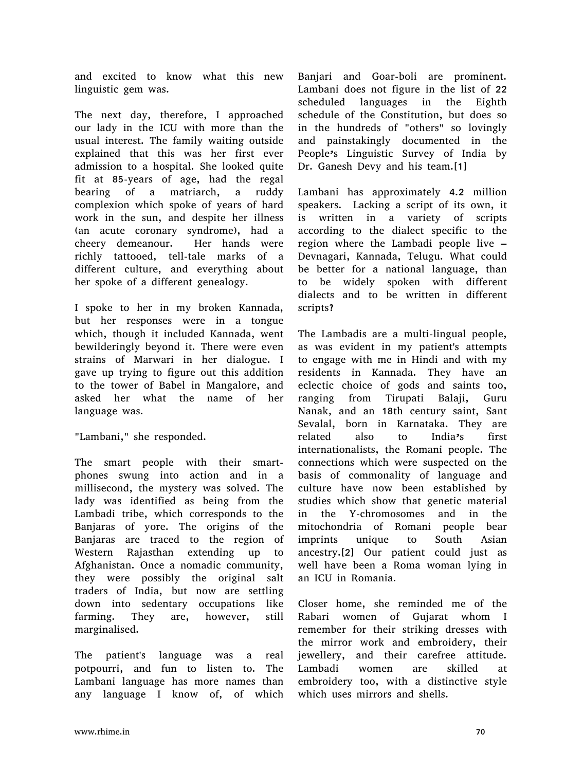and excited to know what this new linguistic gem was.

The next day, therefore, I approached our lady in the ICU with more than the usual interest. The family waiting outside explained that this was her first ever admission to a hospital. She looked quite fit at 85-years of age, had the regal bearing of a matriarch, a ruddy complexion which spoke of years of hard work in the sun, and despite her illness (an acute coronary syndrome), had a cheery demeanour. Her hands were richly tattooed, tell-tale marks of a different culture, and everything about her spoke of a different genealogy.

I spoke to her in my broken Kannada, but her responses were in a tongue which, though it included Kannada, went bewilderingly beyond it. There were even strains of Marwari in her dialogue. I gave up trying to figure out this addition to the tower of Babel in Mangalore, and asked her what the name of her language was.

"Lambani," she responded.

The smart people with their smart-phones swung into action and in a millisecond, the mystery was solved. The lady was identified as being from the Lambadi tribe, which corresponds to the Banjaras of yore. The origins of the Banjaras are traced to the region of Western Rajasthan extending up to Afghanistan. Once a nomadic community, they were possibly the original salt traders of India, but now are settling down into sedentary occupations like farming. They are, however, still marginalised.

The patient's language was a real potpourri, and fun to listen to. The Lambani language has more names than any language I know of, of which Banjari and Goar-boli are prominent. Lambani does not figure in the list of 22 scheduled languages in the Eighth schedule of the Constitution, but does so in the hundreds of "others" so lovingly and painstakingly documented in the People's Linguistic Survey of India by Dr. Ganesh Devy and his team.[1]

Lambani has approximately 4.2 million speakers. Lacking a script of its own, it is written in a variety of scripts according to the dialect specific to the region where the Lambadi people live – Devnagari, Kannada, Telugu. What could be better for a national language, than to be widely spoken with different dialects and to be written in different scripts?

The Lambadis are a multi-lingual people, as was evident in my patient's attempts to engage with me in Hindi and with my residents in Kannada. They have an eclectic choice of gods and saints too, ranging from Tirupati Balaji, Guru Nanak, and an 18th century saint, Sant Sevalal, born in Karnataka. They are related also to India's first internationalists, the Romani people. The connections which were suspected on the basis of commonality of language and culture have now been established by studies which show that genetic material in the Y-chromosomes and in the mitochondria of Romani people bear imprints unique to South Asian ancestry.[2] Our patient could just as well have been a Roma woman lying in an ICU in Romania.

Closer home, she reminded me of the Rabari women of Gujarat whom I remember for their striking dresses with the mirror work and embroidery, their jewellery, and their carefree attitude. Lambadi women are skilled at embroidery too, with a distinctive style which uses mirrors and shells.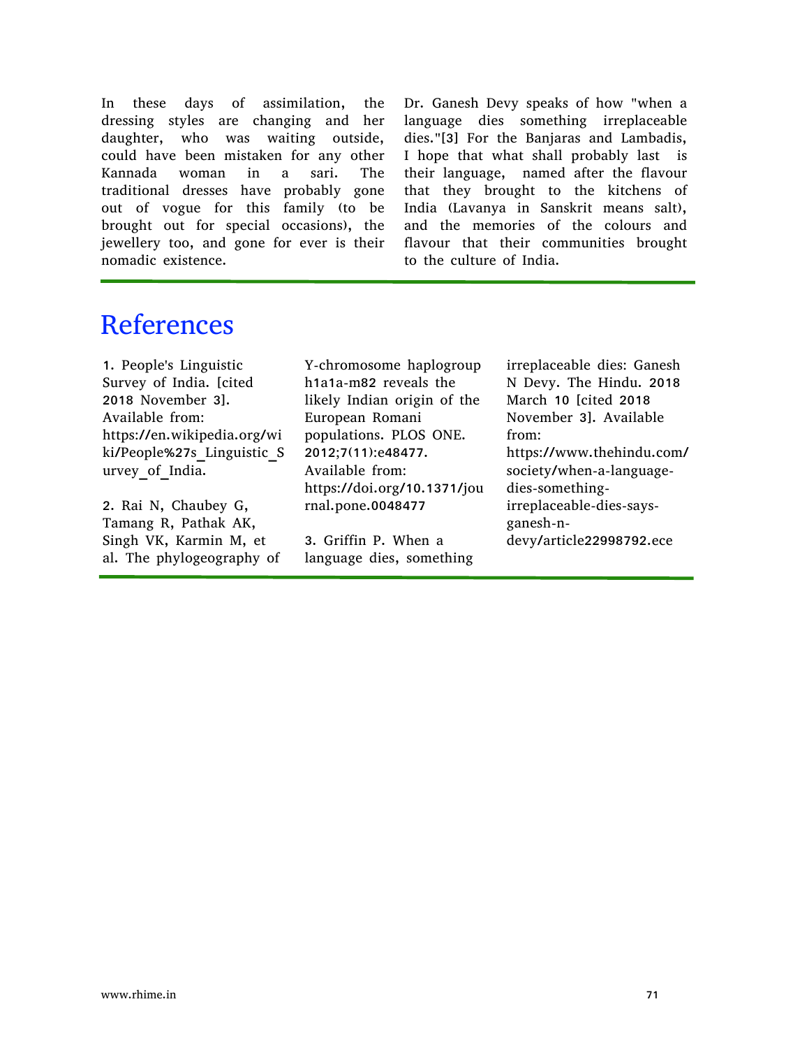In these days of assimilation, the dressing styles are changing and her daughter, who was waiting outside, could have been mistaken for any other Kannada woman in a sari. The traditional dresses have probably gone out of vogue for this family (to be brought out for special occasions), the jewellery too, and gone for ever is their nomadic existence.

Dr. Ganesh Devy speaks of how "when a language dies something irreplaceable dies."[3] For the Banjaras and Lambadis, I hope that what shall probably last is their language, named after the flavour that they brought to the kitchens of India (Lavanya in Sanskrit means salt), and the memories of the colours and flavour that their communities brought to the culture of India.

## References

1. People's Linguistic Survey of India. [cited 2018 November 3]. Available from: https://en.wikipedia.org/wiki/People%27s_Linguistic_Survey_of_India.

2. Rai N, Chaubey G, Tamang R, Pathak AK, Singh VK, Karmin M, et al. The phylogeography of Y-chromosome haplogroup h1a1a-m82 reveals the likely Indian origin of the European Romani populations. PLOS ONE. 2012;7(11):e48477. Available from: https://doi.org/10.1371/journal.pone.0048477

3. Griffin P. When a language dies, something irreplaceable dies: Ganesh N Devy. The Hindu. 2018 March 10 [cited 2018 November 3]. Available from: https://www.thehindu.com/society/when-a-language-dies-something-irreplaceable-dies-says-ganesh-n-devy/article22998792.ece